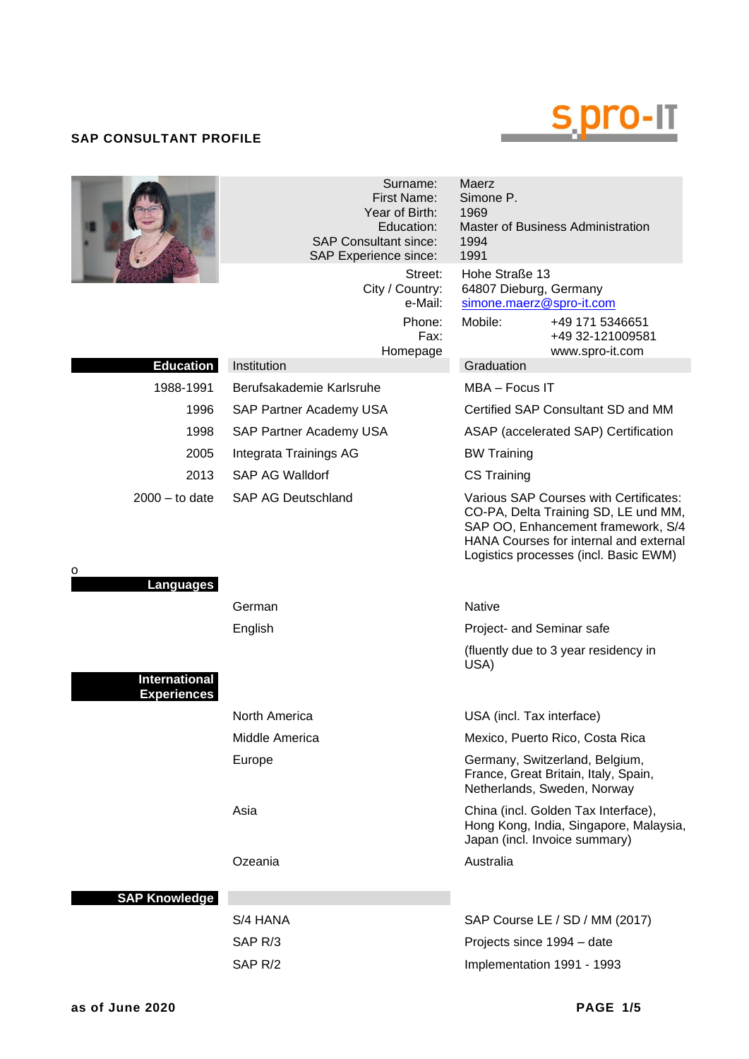**SAP CONSULTANT PROFILE**

| | |
|---|---|
| Surname: | Maerz |
| First Name: | Simone P. |
| Year of Birth: | 1969 |
| Education: | Master of Business Administration |
| SAP Consultant since: | 1994 |
| SAP Experience since: | 1991 |
| Street: | Hohe Straße 13 |
| City / Country: | 64807 Dieburg, Germany |
| e-Mail: | simone.maerz@spro-it.com |
| Phone: | Mobile: +49 171 5346651 |
| Fax: | +49 32-121009581 |
| Homepage | www.spro-it.com |

| Education | Institution | Graduation |
|---|---|---|
| 1988-1991 | Berufsakademie Karlsruhe | MBA – Focus IT |
| 1996 | SAP Partner Academy USA | Certified SAP Consultant SD and MM |
| 1998 | SAP Partner Academy USA | ASAP (accelerated SAP) Certification |
| 2005 | Integrata Trainings AG | BW Training |
| 2013 | SAP AG Walldorf | CS Training |
| 2000 – to date | SAP AG Deutschland | Various SAP Courses with Certificates: CO-PA, Delta Training SD, LE und MM, SAP OO, Enhancement framework, S/4 HANA Courses for internal and external Logistics processes (incl. Basic EWM) |

o

| Languages | | |
|---|---|---|
| | German | Native |
| | English | Project- and Seminar safe (fluently due to 3 year residency in USA) |

| International Experiences | | |
|---|---|---|
| | North America | USA (incl. Tax interface) |
| | Middle America | Mexico, Puerto Rico, Costa Rica |
| | Europe | Germany, Switzerland, Belgium, France, Great Britain, Italy, Spain, Netherlands, Sweden, Norway |
| | Asia | China (incl. Golden Tax Interface), Hong Kong, India, Singapore, Malaysia, Japan (incl. Invoice summary) |
| | Ozeania | Australia |

| SAP Knowledge | | |
|---|---|---|
| | S/4 HANA | SAP Course LE / SD / MM (2017) |
| | SAP R/3 | Projects since 1994 – date |
| | SAP R/2 | Implementation 1991 - 1993 |

**as of June 2020**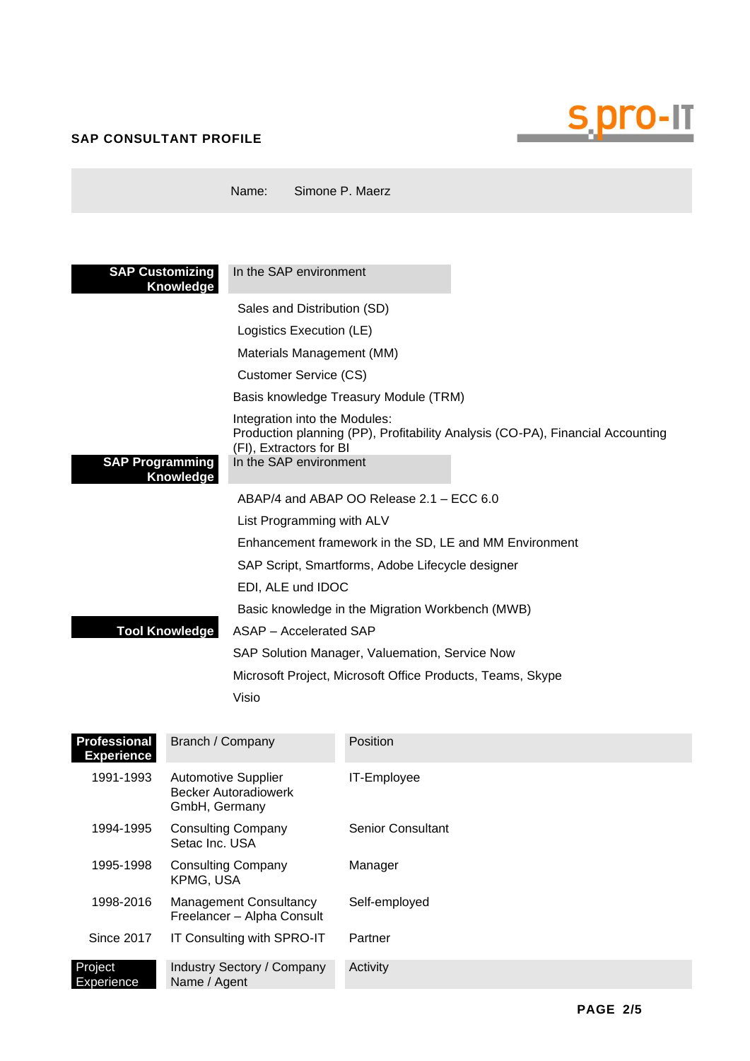**SAP CONSULTANT PROFILE**

Name: Simone P. Maerz

**SAP Customizing Knowledge**

In the SAP environment

- Sales and Distribution (SD)
- Logistics Execution (LE)
- Materials Management (MM)
- Customer Service (CS)

Basis knowledge Treasury Module (TRM)

Integration into the Modules:
Production planning (PP), Profitability Analysis (CO-PA), Financial Accounting (FI), Extractors for BI

**SAP Programming Knowledge**

In the SAP environment

- ABAP/4 and ABAP OO Release 2.1 – ECC 6.0
- List Programming with ALV
- Enhancement framework in the SD, LE and MM Environment
- SAP Script, Smartforms, Adobe Lifecycle designer
- EDI, ALE und IDOC
- Basic knowledge in the Migration Workbench (MWB)

**Tool Knowledge**

ASAP – Accelerated SAP

SAP Solution Manager, Valuemation, Service Now

Microsoft Project, Microsoft Office Products, Teams, Skype

Visio

| **Professional Experience** | Branch / Company | Position |
|---|---|---|
| 1991-1993 | Automotive Supplier Becker Autoradiowerk GmbH, Germany | IT-Employee |
| 1994-1995 | Consulting Company Setac Inc. USA | Senior Consultant |
| 1995-1998 | Consulting Company KPMG, USA | Manager |
| 1998-2016 | Management Consultancy Freelancer – Alpha Consult | Self-employed |
| Since 2017 | IT Consulting with SPRO-IT | Partner |

| Project Experience | Industry Sectory / Company Name / Agent | Activity |
|---|---|---|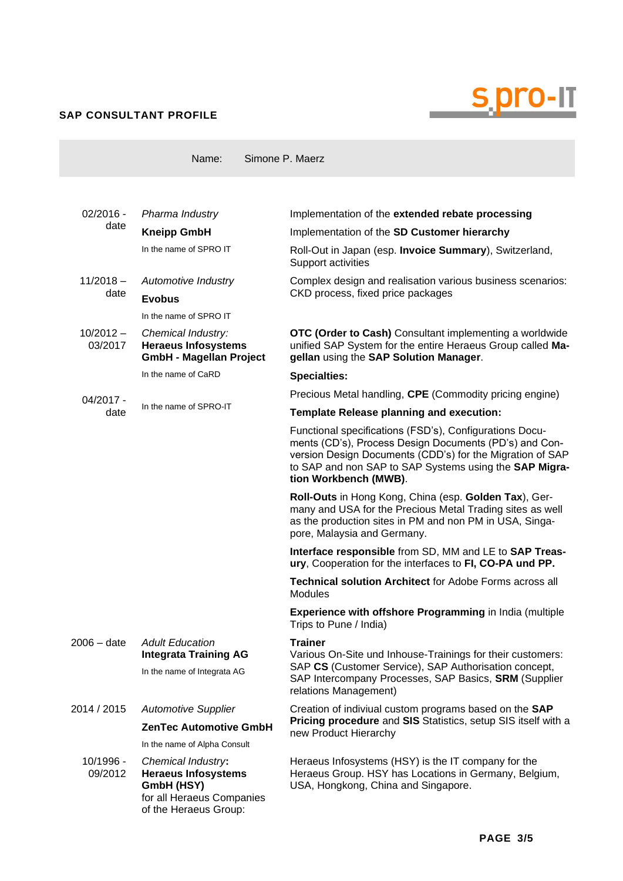**SAP CONSULTANT PROFILE**

Name: Simone P. Maerz

| | | |
|---|---|---|
| 02/2016 - date | *Pharma Industry*<br>**Kneipp GmbH**<br>In the name of SPRO IT | Implementation of the **extended rebate processing**<br>Implementation of the **SD Customer hierarchy**<br>Roll-Out in Japan (esp. **Invoice Summary**), Switzerland, Support activities |
| 11/2018 – date | *Automotive Industry*<br>**Evobus**<br>In the name of SPRO IT | Complex design and realisation various business scenarios: CKD process, fixed price packages |
| 10/2012 – 03/2017<br><br>04/2017 - date | *Chemical Industry:*<br>**Heraeus Infosystems GmbH - Magellan Project**<br>In the name of CaRD<br><br>In the name of SPRO-IT | **OTC (Order to Cash)** Consultant implementing a worldwide unified SAP System for the entire Heraeus Group called **Magellan** using the **SAP Solution Manager**.<br>**Specialties:**<br>Precious Metal handling, **CPE** (Commodity pricing engine)<br>**Template Release planning and execution:**<br>Functional specifications (FSD's), Configurations Documents (CD's), Process Design Documents (PD's) and Conversion Design Documents (CDD's) for the Migration of SAP to SAP and non SAP to SAP Systems using the **SAP Migration Workbench (MWB)**.<br>**Roll-Outs** in Hong Kong, China (esp. **Golden Tax**), Germany and USA for the Precious Metal Trading sites as well as the production sites in PM and non PM in USA, Singapore, Malaysia and Germany.<br>**Interface responsible** from SD, MM and LE to **SAP Treasury**, Cooperation for the interfaces to **FI, CO-PA und PP.**<br>**Technical solution Architect** for Adobe Forms across all Modules<br>**Experience with offshore Programming** in India (multiple Trips to Pune / India) |
| 2006 – date | *Adult Education*<br>**Integrata Training AG**<br>In the name of Integrata AG | **Trainer**<br>Various On-Site und Inhouse-Trainings for their customers: SAP **CS** (Customer Service), SAP Authorisation concept, SAP Intercompany Processes, SAP Basics, **SRM** (Supplier relations Management) |
| 2014 / 2015 | *Automotive Supplier*<br>**ZenTec Automotive GmbH**<br>In the name of Alpha Consult | Creation of indiviual custom programs based on the **SAP Pricing procedure** and **SIS** Statistics, setup SIS itself with a new Product Hierarchy |
| 10/1996 - 09/2012 | *Chemical Industry***:**<br>**Heraeus Infosystems GmbH (HSY)**<br>for all Heraeus Companies of the Heraeus Group: | Heraeus Infosystems (HSY) is the IT company for the Heraeus Group. HSY has Locations in Germany, Belgium, USA, Hongkong, China and Singapore. |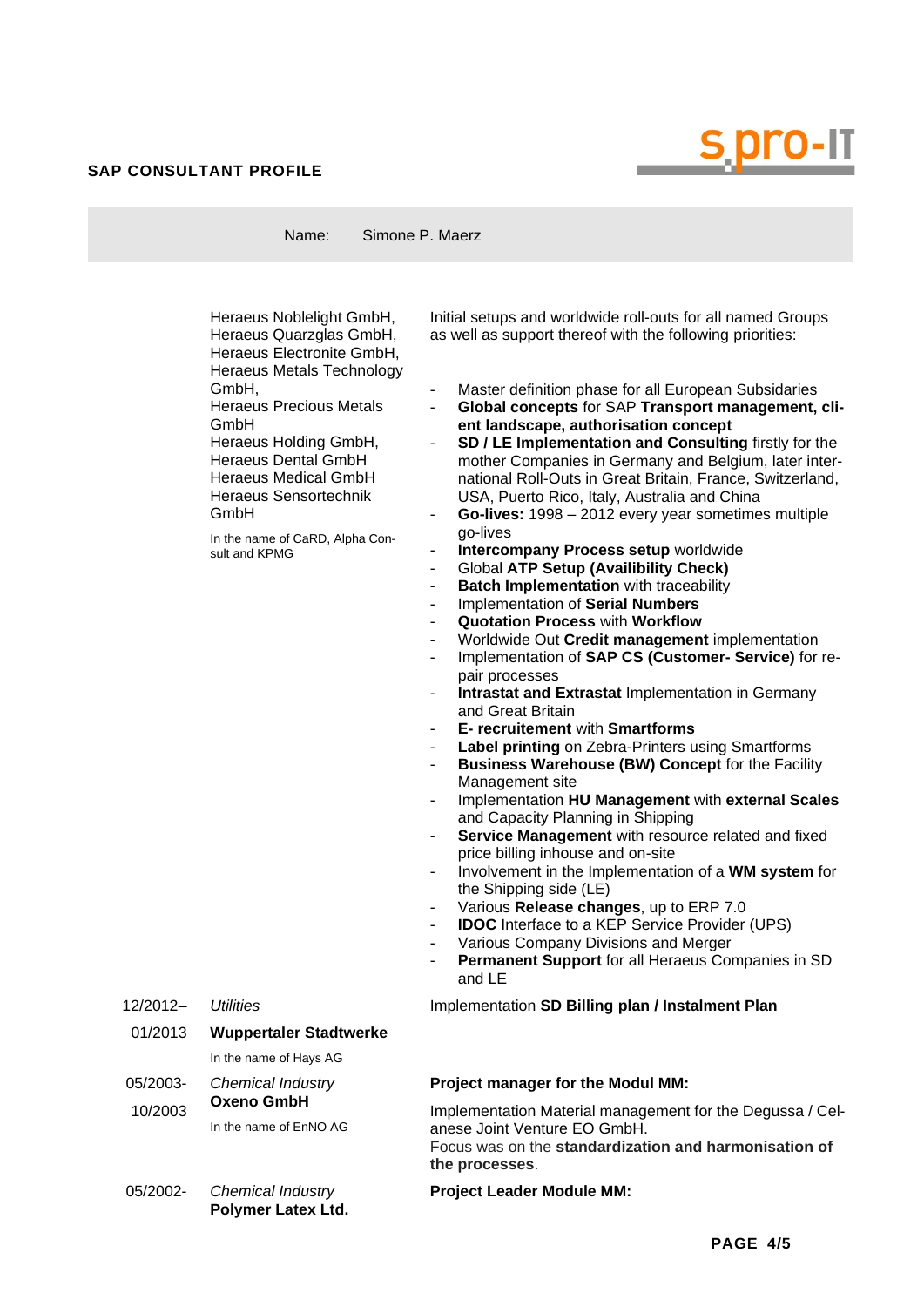**SAP CONSULTANT PROFILE**

Name: Simone P. Maerz

| | | |
|---|---|---|
| | Heraeus Noblelight GmbH,<br>Heraeus Quarzglas GmbH,<br>Heraeus Electronite GmbH,<br>Heraeus Metals Technology GmbH,<br>Heraeus Precious Metals GmbH<br>Heraeus Holding GmbH,<br>Heraeus Dental GmbH<br>Heraeus Medical GmbH<br>Heraeus Sensortechnik GmbH<br><br>In the name of CaRD, Alpha Consult and KPMG | Initial setups and worldwide roll-outs for all named Groups as well as support thereof with the following priorities:<br><br>- Master definition phase for all European Subsidaries<br>- **Global concepts** for SAP **Transport management, client landscape, authorisation concept**<br>- **SD / LE Implementation and Consulting** firstly for the mother Companies in Germany and Belgium, later international Roll-Outs in Great Britain, France, Switzerland, USA, Puerto Rico, Italy, Australia and China<br>- **Go-lives:** 1998 – 2012 every year sometimes multiple go-lives<br>- **Intercompany Process setup** worldwide<br>- Global **ATP Setup (Availibility Check)**<br>- **Batch Implementation** with traceability<br>- Implementation of **Serial Numbers**<br>- **Quotation Process** with **Workflow**<br>- Worldwide Out **Credit management** implementation<br>- Implementation of **SAP CS (Customer- Service)** for repair processes<br>- **Intrastat and Extrastat** Implementation in Germany and Great Britain<br>- **E- recruitement** with **Smartforms**<br>- **Label printing** on Zebra-Printers using Smartforms<br>- **Business Warehouse (BW) Concept** for the Facility Management site<br>- Implementation **HU Management** with **external Scales** and Capacity Planning in Shipping<br>- **Service Management** with resource related and fixed price billing inhouse and on-site<br>- Involvement in the Implementation of a **WM system** for the Shipping side (LE)<br>- Various **Release changes**, up to ERP 7.0<br>- **IDOC** Interface to a KEP Service Provider (UPS)<br>- Various Company Divisions and Merger<br>- **Permanent Support** for all Heraeus Companies in SD and LE |
| 12/2012–<br>01/2013 | *Utilities*<br>**Wuppertaler Stadtwerke**<br><br>In the name of Hays AG | Implementation **SD Billing plan / Instalment Plan** |
| 05/2003-<br>10/2003 | *Chemical Industry*<br>**Oxeno GmbH**<br><br>In the name of EnNO AG | **Project manager for the Modul MM:**<br><br>Implementation Material management for the Degussa / Celanese Joint Venture EO GmbH.<br>Focus was on the **standardization and harmonisation of the processes**. |
| 05/2002- | *Chemical Industry*<br>**Polymer Latex Ltd.** | **Project Leader Module MM:** |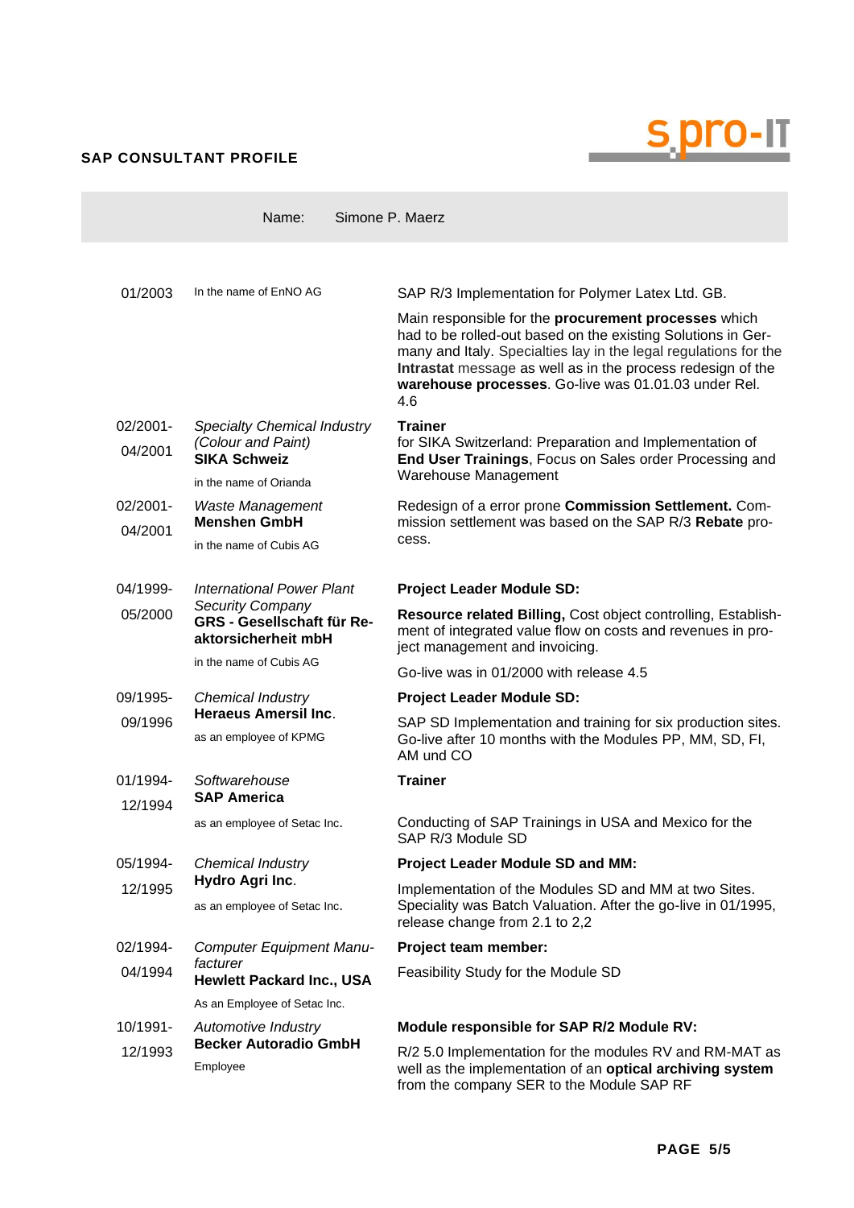**SAP CONSULTANT PROFILE**

Name: Simone P. Maerz

| | | |
|---|---|---|
| 01/2003 | In the name of EnNO AG | SAP R/3 Implementation for Polymer Latex Ltd. GB.<br><br>Main responsible for the **procurement processes** which had to be rolled-out based on the existing Solutions in Germany and Italy. Specialties lay in the legal regulations for the **Intrastat** message as well as in the process redesign of the **warehouse processes**. Go-live was 01.01.03 under Rel. 4.6 |
| 02/2001-<br>04/2001 | *Specialty Chemical Industry (Colour and Paint)*<br>**SIKA Schweiz**<br>in the name of Orianda | **Trainer**<br>for SIKA Switzerland: Preparation and Implementation of **End User Trainings**, Focus on Sales order Processing and Warehouse Management |
| 02/2001-<br>04/2001 | *Waste Management*<br>**Menshen GmbH**<br>in the name of Cubis AG | Redesign of a error prone **Commission Settlement.** Commission settlement was based on the SAP R/3 **Rebate** process. |
| 04/1999-<br>05/2000 | *International Power Plant Security Company*<br>**GRS - Gesellschaft für Reaktorsicherheit mbH**<br>in the name of Cubis AG | **Project Leader Module SD:**<br><br>**Resource related Billing,** Cost object controlling, Establishment of integrated value flow on costs and revenues in project management and invoicing.<br><br>Go-live was in 01/2000 with release 4.5 |
| 09/1995-<br>09/1996 | *Chemical Industry*<br>**Heraeus Amersil Inc**.<br>as an employee of KPMG | **Project Leader Module SD:**<br><br>SAP SD Implementation and training for six production sites. Go-live after 10 months with the Modules PP, MM, SD, FI, AM und CO |
| 01/1994-<br>12/1994 | *Softwarehouse*<br>**SAP America**<br>as an employee of Setac Inc. | **Trainer**<br><br>Conducting of SAP Trainings in USA and Mexico for the SAP R/3 Module SD |
| 05/1994-<br>12/1995 | *Chemical Industry*<br>**Hydro Agri Inc**.<br>as an employee of Setac Inc. | **Project Leader Module SD and MM:**<br><br>Implementation of the Modules SD and MM at two Sites. Speciality was Batch Valuation. After the go-live in 01/1995, release change from 2.1 to 2,2 |
| 02/1994-<br>04/1994 | *Computer Equipment Manufacturer*<br>**Hewlett Packard Inc., USA**<br>As an Employee of Setac Inc. | **Project team member:**<br><br>Feasibility Study for the Module SD |
| 10/1991-<br>12/1993 | *Automotive Industry*<br>**Becker Autoradio GmbH**<br>Employee | **Module responsible for SAP R/2 Module RV:**<br><br>R/2 5.0 Implementation for the modules RV and RM-MAT as well as the implementation of an **optical archiving system** from the company SER to the Module SAP RF |